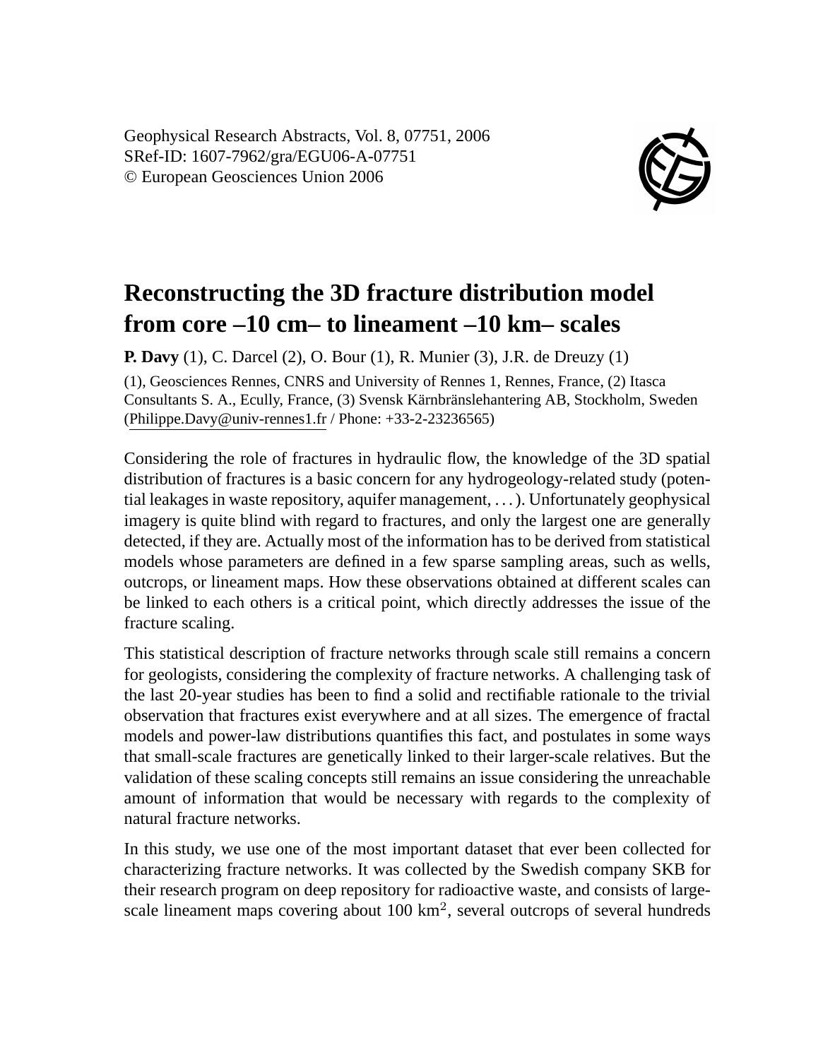Geophysical Research Abstracts, Vol. 8, 07751, 2006
SRef-ID: 1607-7962/gra/EGU06-A-07751
© European Geosciences Union 2006

# Reconstructing the 3D fracture distribution model from core –10 cm– to lineament –10 km– scales

**P. Davy** (1), C. Darcel (2), O. Bour (1), R. Munier (3), J.R. de Dreuzy (1)

(1), Geosciences Rennes, CNRS and University of Rennes 1, Rennes, France, (2) Itasca Consultants S. A., Ecully, France, (3) Svensk Kärnbränslehantering AB, Stockholm, Sweden (Philippe.Davy@univ-rennes1.fr / Phone: +33-2-23236565)

Considering the role of fractures in hydraulic flow, the knowledge of the 3D spatial distribution of fractures is a basic concern for any hydrogeology-related study (potential leakages in waste repository, aquifer management, ...). Unfortunately geophysical imagery is quite blind with regard to fractures, and only the largest one are generally detected, if they are. Actually most of the information has to be derived from statistical models whose parameters are defined in a few sparse sampling areas, such as wells, outcrops, or lineament maps. How these observations obtained at different scales can be linked to each others is a critical point, which directly addresses the issue of the fracture scaling.

This statistical description of fracture networks through scale still remains a concern for geologists, considering the complexity of fracture networks. A challenging task of the last 20-year studies has been to find a solid and rectifiable rationale to the trivial observation that fractures exist everywhere and at all sizes. The emergence of fractal models and power-law distributions quantifies this fact, and postulates in some ways that small-scale fractures are genetically linked to their larger-scale relatives. But the validation of these scaling concepts still remains an issue considering the unreachable amount of information that would be necessary with regards to the complexity of natural fracture networks.

In this study, we use one of the most important dataset that ever been collected for characterizing fracture networks. It was collected by the Swedish company SKB for their research program on deep repository for radioactive waste, and consists of large-scale lineament maps covering about 100 km$^2$, several outcrops of several hundreds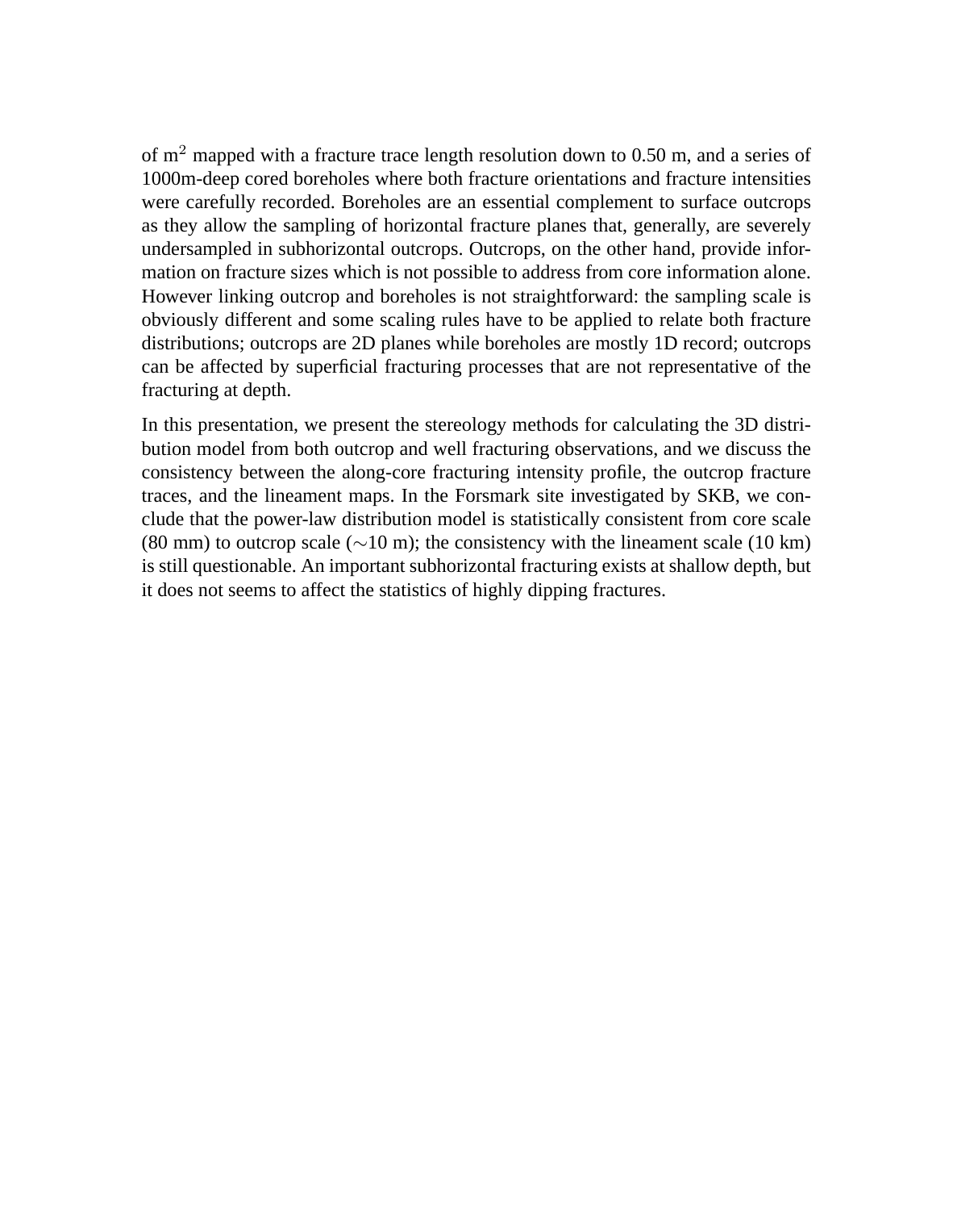of $m^2$ mapped with a fracture trace length resolution down to 0.50 m, and a series of 1000m-deep cored boreholes where both fracture orientations and fracture intensities were carefully recorded. Boreholes are an essential complement to surface outcrops as they allow the sampling of horizontal fracture planes that, generally, are severely undersampled in subhorizontal outcrops. Outcrops, on the other hand, provide information on fracture sizes which is not possible to address from core information alone. However linking outcrop and boreholes is not straightforward: the sampling scale is obviously different and some scaling rules have to be applied to relate both fracture distributions; outcrops are 2D planes while boreholes are mostly 1D record; outcrops can be affected by superficial fracturing processes that are not representative of the fracturing at depth.

In this presentation, we present the stereology methods for calculating the 3D distribution model from both outcrop and well fracturing observations, and we discuss the consistency between the along-core fracturing intensity profile, the outcrop fracture traces, and the lineament maps. In the Forsmark site investigated by SKB, we conclude that the power-law distribution model is statistically consistent from core scale (80 mm) to outcrop scale ($\sim$10 m); the consistency with the lineament scale (10 km) is still questionable. An important subhorizontal fracturing exists at shallow depth, but it does not seems to affect the statistics of highly dipping fractures.